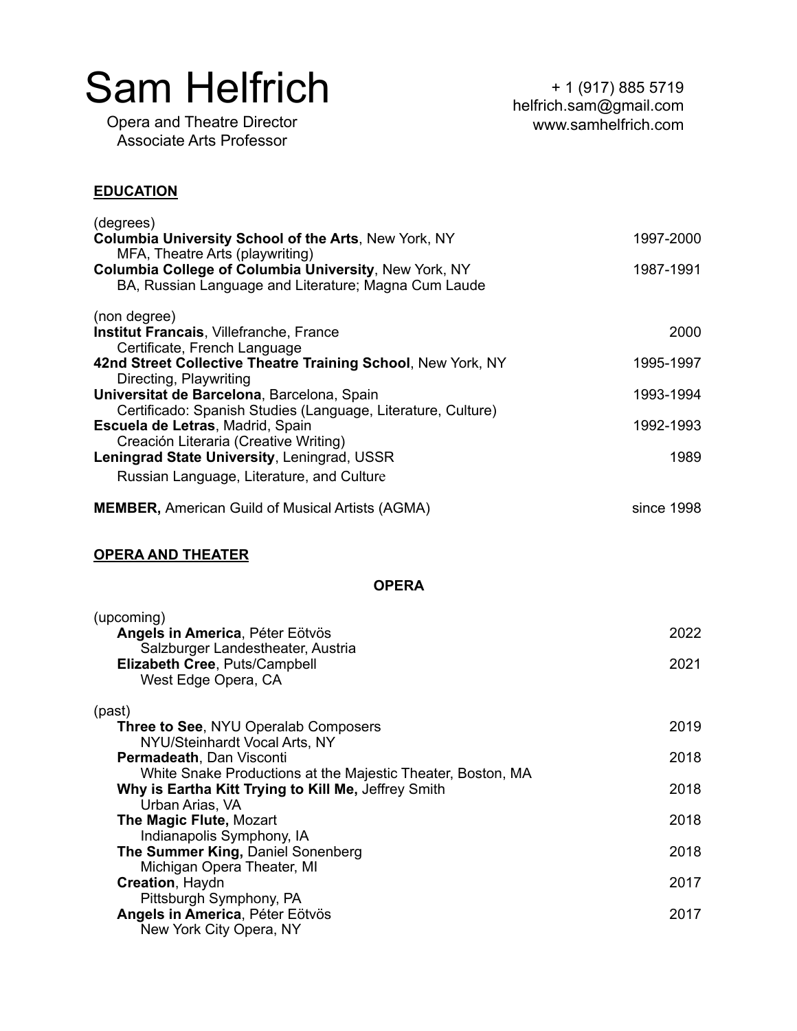# Sam Helfrich

Opera and Theatre Director
Associate Arts Professor

+ 1 (917) 885 5719
helfrich.sam@gmail.com
www.samhelfrich.com

## EDUCATION

(degrees)

**Columbia University School of the Arts**, New York, NY — 1997-2000
MFA, Theatre Arts (playwriting)

**Columbia College of Columbia University**, New York, NY — 1987-1991
BA, Russian Language and Literature; Magna Cum Laude

(non degree)

**Institut Francais**, Villefranche, France — 2000
Certificate, French Language

**42nd Street Collective Theatre Training School**, New York, NY — 1995-1997
Directing, Playwriting

**Universitat de Barcelona**, Barcelona, Spain — 1993-1994
Certificado: Spanish Studies (Language, Literature, Culture)

**Escuela de Letras**, Madrid, Spain — 1992-1993
Creación Literaria (Creative Writing)

**Leningrad State University**, Leningrad, USSR — 1989
Russian Language, Literature, and Culture

**MEMBER,** American Guild of Musical Artists (AGMA) — since 1998

## OPERA AND THEATER

### OPERA

(upcoming)

**Angels in America**, Péter Eötvös — 2022
Salzburger Landestheater, Austria

**Elizabeth Cree**, Puts/Campbell — 2021
West Edge Opera, CA

(past)

**Three to See**, NYU Operalab Composers — 2019
NYU/Steinhardt Vocal Arts, NY

**Permadeath**, Dan Visconti — 2018
White Snake Productions at the Majestic Theater, Boston, MA

**Why is Eartha Kitt Trying to Kill Me,** Jeffrey Smith — 2018
Urban Arias, VA

**The Magic Flute,** Mozart — 2018
Indianapolis Symphony, IA

**The Summer King,** Daniel Sonenberg — 2018
Michigan Opera Theater, MI

**Creation**, Haydn — 2017
Pittsburgh Symphony, PA

**Angels in America**, Péter Eötvös — 2017
New York City Opera, NY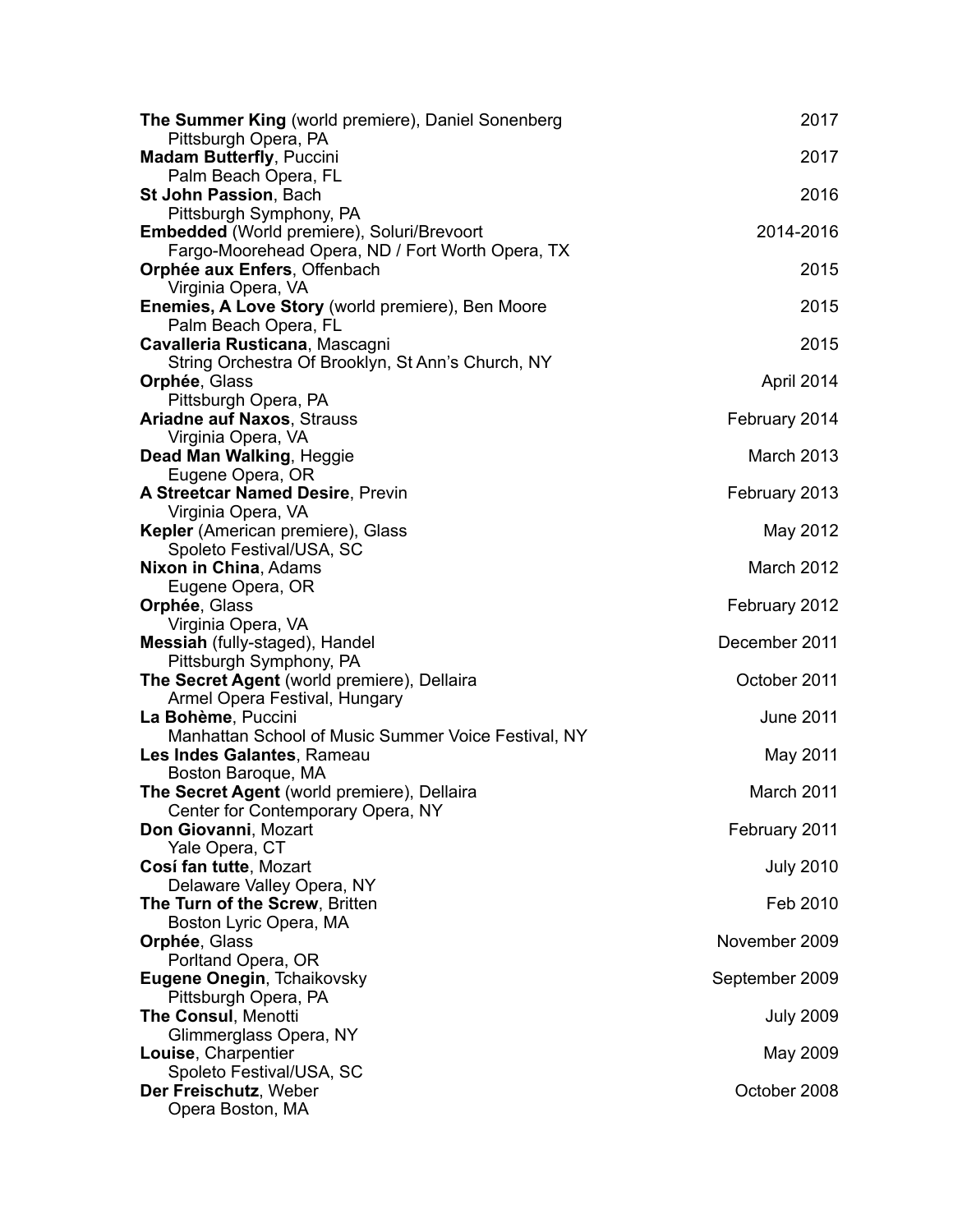**The Summer King** (world premiere), Daniel Sonenberg 2017
Pittsburgh Opera, PA

**Madam Butterfly**, Puccini 2017
Palm Beach Opera, FL

**St John Passion**, Bach 2016
Pittsburgh Symphony, PA

**Embedded** (World premiere), Soluri/Brevoort 2014-2016
Fargo-Moorehead Opera, ND / Fort Worth Opera, TX

**Orphée aux Enfers**, Offenbach 2015
Virginia Opera, VA

**Enemies, A Love Story** (world premiere), Ben Moore 2015
Palm Beach Opera, FL

**Cavalleria Rusticana**, Mascagni 2015
String Orchestra Of Brooklyn, St Ann's Church, NY

**Orphée**, Glass April 2014
Pittsburgh Opera, PA

**Ariadne auf Naxos**, Strauss February 2014
Virginia Opera, VA

**Dead Man Walking**, Heggie March 2013
Eugene Opera, OR

**A Streetcar Named Desire**, Previn February 2013
Virginia Opera, VA

**Kepler** (American premiere), Glass May 2012
Spoleto Festival/USA, SC

**Nixon in China**, Adams March 2012
Eugene Opera, OR

**Orphée**, Glass February 2012
Virginia Opera, VA

**Messiah** (fully-staged), Handel December 2011
Pittsburgh Symphony, PA

**The Secret Agent** (world premiere), Dellaira October 2011
Armel Opera Festival, Hungary

**La Bohème**, Puccini June 2011
Manhattan School of Music Summer Voice Festival, NY

**Les Indes Galantes**, Rameau May 2011
Boston Baroque, MA

**The Secret Agent** (world premiere), Dellaira March 2011
Center for Contemporary Opera, NY

**Don Giovanni**, Mozart February 2011
Yale Opera, CT

**Cosí fan tutte**, Mozart July 2010
Delaware Valley Opera, NY

**The Turn of the Screw**, Britten Feb 2010
Boston Lyric Opera, MA

**Orphée**, Glass November 2009
Porltand Opera, OR

**Eugene Onegin**, Tchaikovsky September 2009
Pittsburgh Opera, PA

**The Consul**, Menotti July 2009
Glimmerglass Opera, NY

**Louise**, Charpentier May 2009
Spoleto Festival/USA, SC

**Der Freischutz**, Weber October 2008
Opera Boston, MA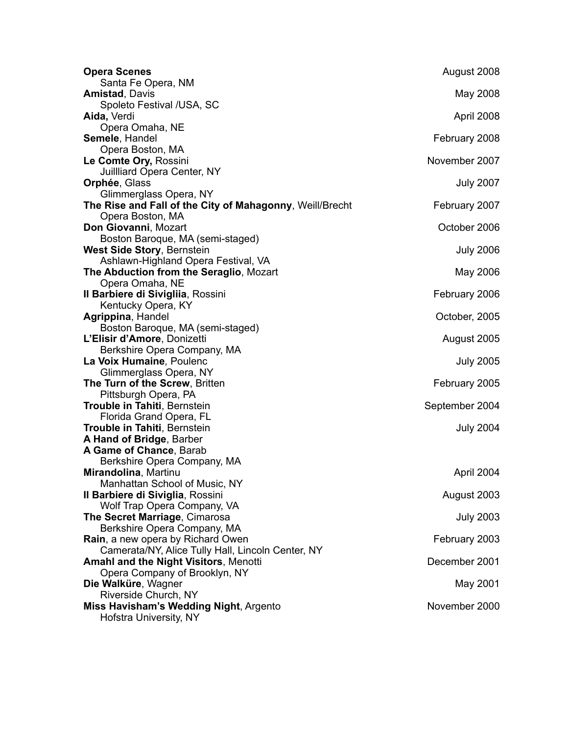**Opera Scenes** August 2008
Santa Fe Opera, NM

**Amistad**, Davis May 2008
Spoleto Festival /USA, SC

**Aida,** Verdi April 2008
Opera Omaha, NE

**Semele**, Handel February 2008
Opera Boston, MA

**Le Comte Ory,** Rossini November 2007
Juillliard Opera Center, NY

**Orphée**, Glass July 2007
Glimmerglass Opera, NY

**The Rise and Fall of the City of Mahagonny**, Weill/Brecht February 2007
Opera Boston, MA

**Don Giovanni**, Mozart October 2006
Boston Baroque, MA (semi-staged)

**West Side Story**, Bernstein July 2006
Ashlawn-Highland Opera Festival, VA

**The Abduction from the Seraglio**, Mozart May 2006
Opera Omaha, NE

**Il Barbiere di Sivigliia**, Rossini February 2006
Kentucky Opera, KY

**Agrippina**, Handel October, 2005
Boston Baroque, MA (semi-staged)

**L'Elisir d'Amore**, Donizetti August 2005
Berkshire Opera Company, MA

**La Voix Humaine***,* Poulenc July 2005
Glimmerglass Opera, NY

**The Turn of the Screw**, Britten February 2005
Pittsburgh Opera, PA

**Trouble in Tahiti**, Bernstein September 2004
Florida Grand Opera, FL

**Trouble in Tahiti**, Bernstein July 2004
**A Hand of Bridge**, Barber
**A Game of Chance**, Barab
Berkshire Opera Company, MA

**Mirandolina**, Martinu April 2004
Manhattan School of Music, NY

**Il Barbiere di Siviglia**, Rossini August 2003
Wolf Trap Opera Company, VA

**The Secret Marriage**, Cimarosa July 2003
Berkshire Opera Company, MA

**Rain**, a new opera by Richard Owen February 2003
Camerata/NY, Alice Tully Hall, Lincoln Center, NY

**Amahl and the Night Visitors**, Menotti December 2001
Opera Company of Brooklyn, NY

**Die Walküre**, Wagner May 2001
Riverside Church, NY

**Miss Havisham's Wedding Night**, Argento November 2000
Hofstra University, NY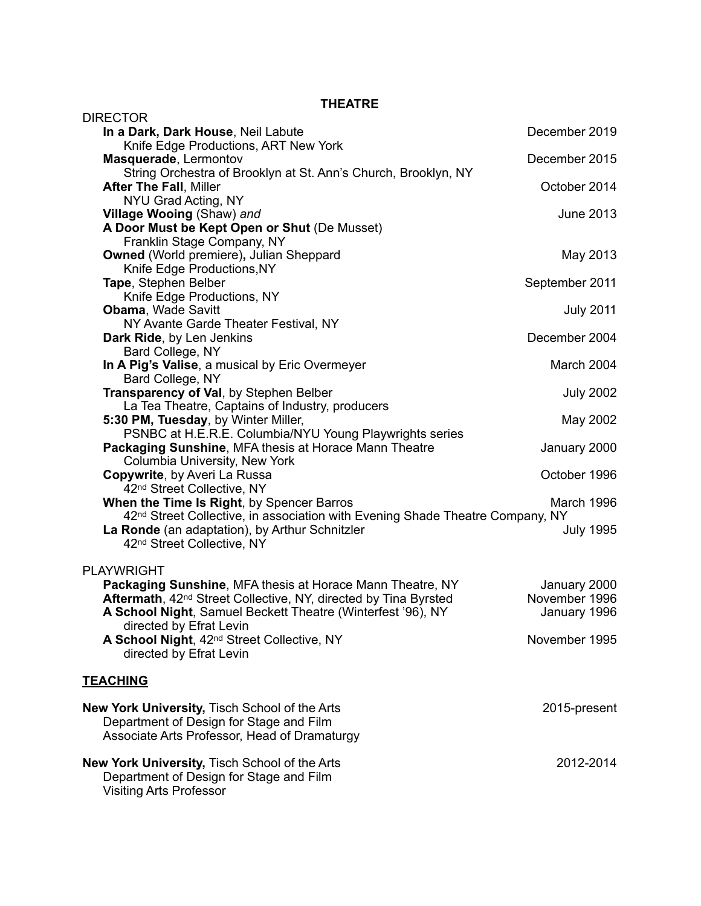## THEATRE

DIRECTOR

**In a Dark, Dark House**, Neil Labute — December 2019
Knife Edge Productions, ART New York

**Masquerade**, Lermontov — December 2015
String Orchestra of Brooklyn at St. Ann's Church, Brooklyn, NY

**After The Fall**, Miller — October 2014
NYU Grad Acting, NY

**Village Wooing** (Shaw) *and* — June 2013
**A Door Must be Kept Open or Shut** (De Musset)
Franklin Stage Company, NY

**Owned** (World premiere)**,** Julian Sheppard — May 2013
Knife Edge Productions,NY

**Tape**, Stephen Belber — September 2011
Knife Edge Productions, NY

**Obama**, Wade Savitt — July 2011
NY Avante Garde Theater Festival, NY

**Dark Ride**, by Len Jenkins — December 2004
Bard College, NY

**In A Pig's Valise**, a musical by Eric Overmeyer — March 2004
Bard College, NY

**Transparency of Val**, by Stephen Belber — July 2002
La Tea Theatre, Captains of Industry, producers

**5:30 PM, Tuesday**, by Winter Miller, — May 2002
PSNBC at H.E.R.E. Columbia/NYU Young Playwrights series

**Packaging Sunshine**, MFA thesis at Horace Mann Theatre — January 2000
Columbia University, New York

**Copywrite**, by Averi La Russa — October 1996
42nd Street Collective, NY

**When the Time Is Right**, by Spencer Barros — March 1996
42nd Street Collective, in association with Evening Shade Theatre Company, NY

**La Ronde** (an adaptation), by Arthur Schnitzler — July 1995
42nd Street Collective, NY

PLAYWRIGHT

**Packaging Sunshine**, MFA thesis at Horace Mann Theatre, NY — January 2000

**Aftermath**, 42nd Street Collective, NY, directed by Tina Byrsted — November 1996

**A School Night**, Samuel Beckett Theatre (Winterfest '96), NY — January 1996
directed by Efrat Levin

**A School Night**, 42nd Street Collective, NY — November 1995
directed by Efrat Levin

## TEACHING

**New York University,** Tisch School of the Arts — 2015-present
Department of Design for Stage and Film
Associate Arts Professor, Head of Dramaturgy

**New York University,** Tisch School of the Arts — 2012-2014
Department of Design for Stage and Film
Visiting Arts Professor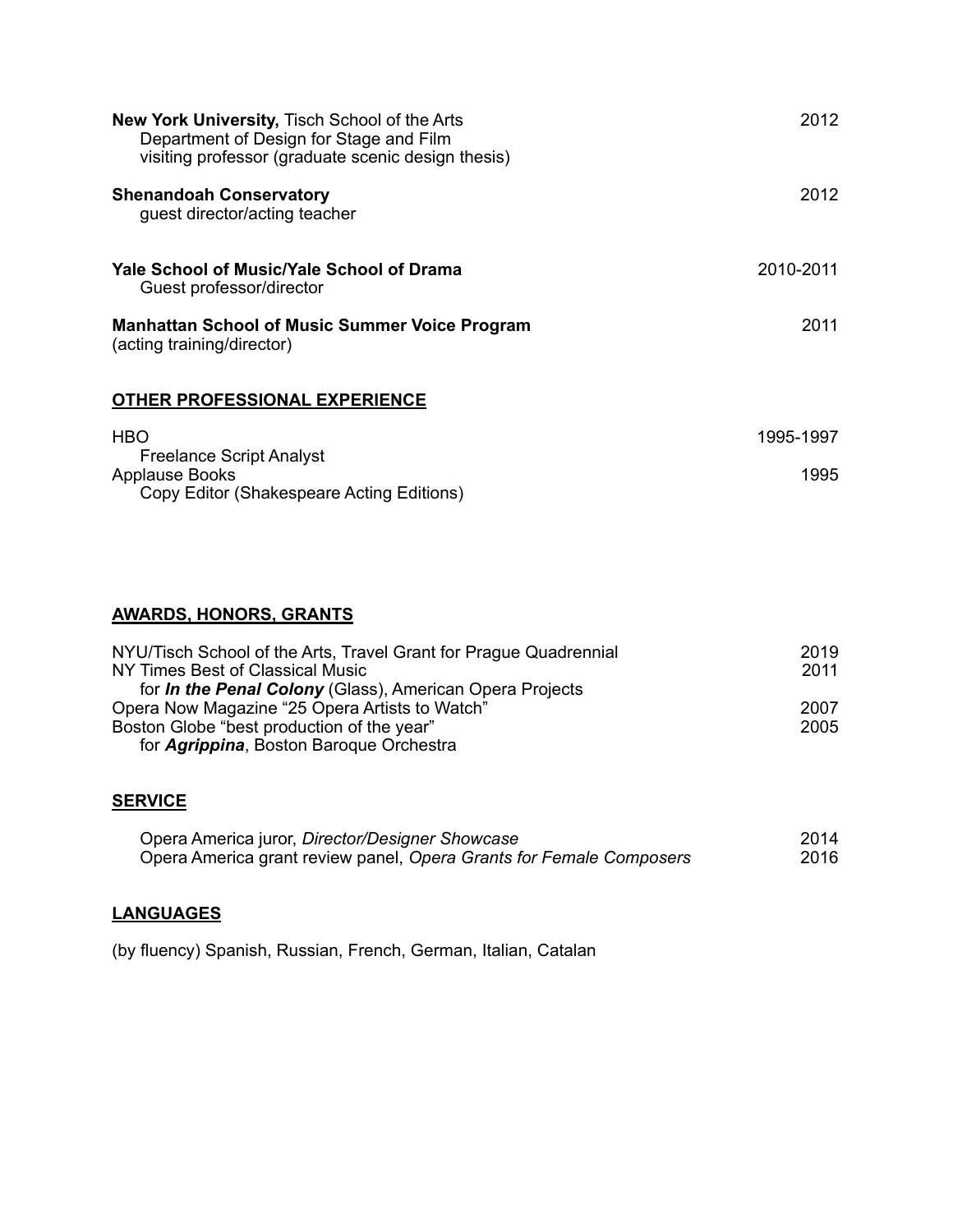**New York University,** Tisch School of the Arts — 2012
Department of Design for Stage and Film
visiting professor (graduate scenic design thesis)

**Shenandoah Conservatory** — 2012
guest director/acting teacher

**Yale School of Music/Yale School of Drama** — 2010-2011
Guest professor/director

**Manhattan School of Music Summer Voice Program** — 2011
(acting training/director)

## OTHER PROFESSIONAL EXPERIENCE

HBO — 1995-1997
Freelance Script Analyst

Applause Books — 1995
Copy Editor (Shakespeare Acting Editions)

## AWARDS, HONORS, GRANTS

NYU/Tisch School of the Arts, Travel Grant for Prague Quadrennial — 2019

NY Times Best of Classical Music — 2011
for ***In the Penal Colony*** (Glass), American Opera Projects

Opera Now Magazine "25 Opera Artists to Watch" — 2007

Boston Globe "best production of the year" — 2005
for ***Agrippina***, Boston Baroque Orchestra

## SERVICE

Opera America juror, *Director/Designer Showcase* — 2014

Opera America grant review panel, *Opera Grants for Female Composers* — 2016

## LANGUAGES

(by fluency) Spanish, Russian, French, German, Italian, Catalan